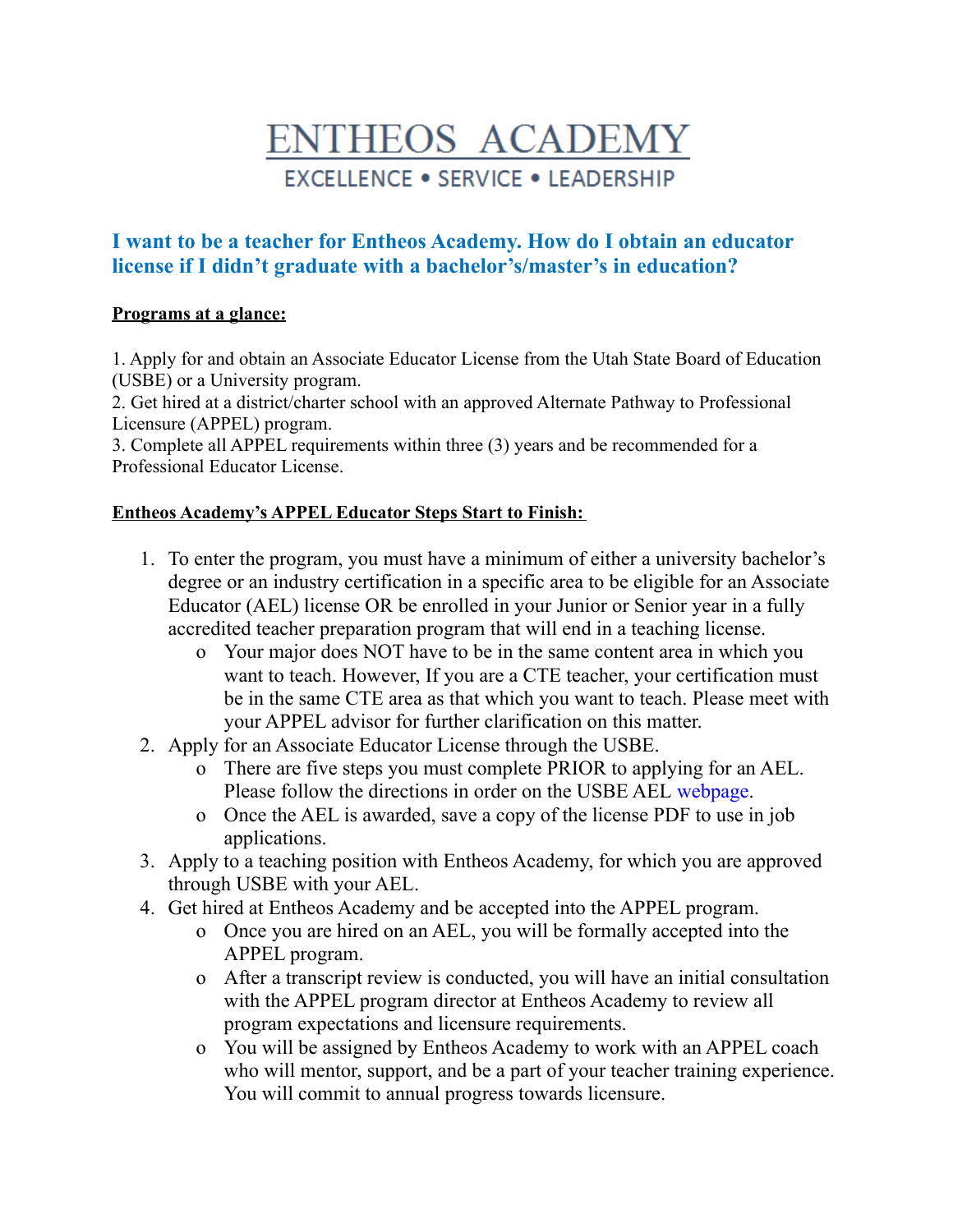# ENTHEOS ACADEMY

EXCELLENCE • SERVICE • LEADERSHIP

## I want to be a teacher for Entheos Academy. How do I obtain an educator license if I didn't graduate with a bachelor's/master's in education?

**Programs at a glance:**

1. Apply for and obtain an Associate Educator License from the Utah State Board of Education (USBE) or a University program.
2. Get hired at a district/charter school with an approved Alternate Pathway to Professional Licensure (APPEL) program.
3. Complete all APPEL requirements within three (3) years and be recommended for a Professional Educator License.

**Entheos Academy's APPEL Educator Steps Start to Finish:**

1. To enter the program, you must have a minimum of either a university bachelor's degree or an industry certification in a specific area to be eligible for an Associate Educator (AEL) license OR be enrolled in your Junior or Senior year in a fully accredited teacher preparation program that will end in a teaching license.
    - Your major does NOT have to be in the same content area in which you want to teach. However, If you are a CTE teacher, your certification must be in the same CTE area as that which you want to teach. Please meet with your APPEL advisor for further clarification on this matter.
2. Apply for an Associate Educator License through the USBE.
    - There are five steps you must complete PRIOR to applying for an AEL. Please follow the directions in order on the USBE AEL webpage.
    - Once the AEL is awarded, save a copy of the license PDF to use in job applications.
3. Apply to a teaching position with Entheos Academy, for which you are approved through USBE with your AEL.
4. Get hired at Entheos Academy and be accepted into the APPEL program.
    - Once you are hired on an AEL, you will be formally accepted into the APPEL program.
    - After a transcript review is conducted, you will have an initial consultation with the APPEL program director at Entheos Academy to review all program expectations and licensure requirements.
    - You will be assigned by Entheos Academy to work with an APPEL coach who will mentor, support, and be a part of your teacher training experience. You will commit to annual progress towards licensure.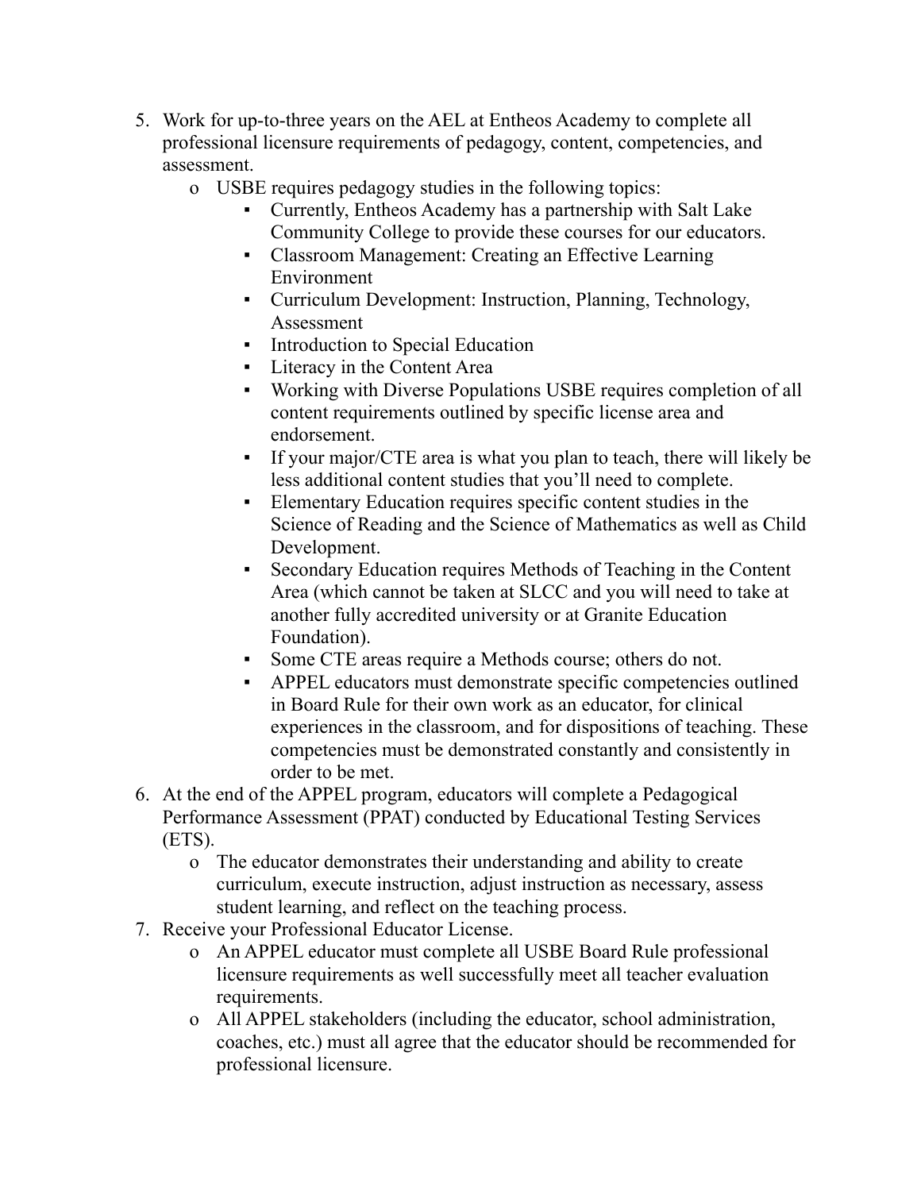5. Work for up-to-three years on the AEL at Entheos Academy to complete all professional licensure requirements of pedagogy, content, competencies, and assessment.
    - USBE requires pedagogy studies in the following topics:
        - Currently, Entheos Academy has a partnership with Salt Lake Community College to provide these courses for our educators.
        - Classroom Management: Creating an Effective Learning Environment
        - Curriculum Development: Instruction, Planning, Technology, Assessment
        - Introduction to Special Education
        - Literacy in the Content Area
        - Working with Diverse Populations USBE requires completion of all content requirements outlined by specific license area and endorsement.
        - If your major/CTE area is what you plan to teach, there will likely be less additional content studies that you'll need to complete.
        - Elementary Education requires specific content studies in the Science of Reading and the Science of Mathematics as well as Child Development.
        - Secondary Education requires Methods of Teaching in the Content Area (which cannot be taken at SLCC and you will need to take at another fully accredited university or at Granite Education Foundation).
        - Some CTE areas require a Methods course; others do not.
        - APPEL educators must demonstrate specific competencies outlined in Board Rule for their own work as an educator, for clinical experiences in the classroom, and for dispositions of teaching. These competencies must be demonstrated constantly and consistently in order to be met.
6. At the end of the APPEL program, educators will complete a Pedagogical Performance Assessment (PPAT) conducted by Educational Testing Services (ETS).
    - The educator demonstrates their understanding and ability to create curriculum, execute instruction, adjust instruction as necessary, assess student learning, and reflect on the teaching process.
7. Receive your Professional Educator License.
    - An APPEL educator must complete all USBE Board Rule professional licensure requirements as well successfully meet all teacher evaluation requirements.
    - All APPEL stakeholders (including the educator, school administration, coaches, etc.) must all agree that the educator should be recommended for professional licensure.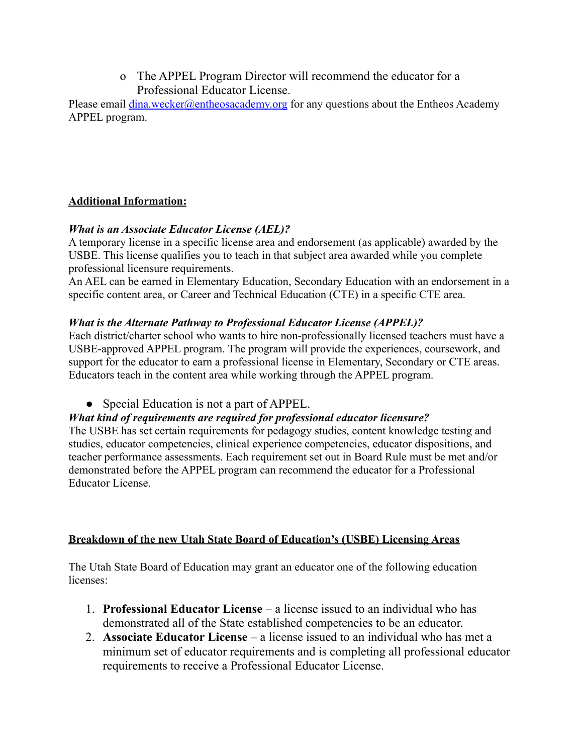- The APPEL Program Director will recommend the educator for a Professional Educator License.

Please email [dina.wecker@entheosacademy.org](mailto:dina.wecker@entheosacademy.org) for any questions about the Entheos Academy APPEL program.

**Additional Information:**

***What is an Associate Educator License (AEL)?***

A temporary license in a specific license area and endorsement (as applicable) awarded by the USBE. This license qualifies you to teach in that subject area awarded while you complete professional licensure requirements.

An AEL can be earned in Elementary Education, Secondary Education with an endorsement in a specific content area, or Career and Technical Education (CTE) in a specific CTE area.

***What is the Alternate Pathway to Professional Educator License (APPEL)?***

Each district/charter school who wants to hire non-professionally licensed teachers must have a USBE-approved APPEL program. The program will provide the experiences, coursework, and support for the educator to earn a professional license in Elementary, Secondary or CTE areas. Educators teach in the content area while working through the APPEL program.

- Special Education is not a part of APPEL.

***What kind of requirements are required for professional educator licensure?***

The USBE has set certain requirements for pedagogy studies, content knowledge testing and studies, educator competencies, clinical experience competencies, educator dispositions, and teacher performance assessments. Each requirement set out in Board Rule must be met and/or demonstrated before the APPEL program can recommend the educator for a Professional Educator License.

**Breakdown of the new Utah State Board of Education's (USBE) Licensing Areas**

The Utah State Board of Education may grant an educator one of the following education licenses:

1. **Professional Educator License** – a license issued to an individual who has demonstrated all of the State established competencies to be an educator.
2. **Associate Educator License** – a license issued to an individual who has met a minimum set of educator requirements and is completing all professional educator requirements to receive a Professional Educator License.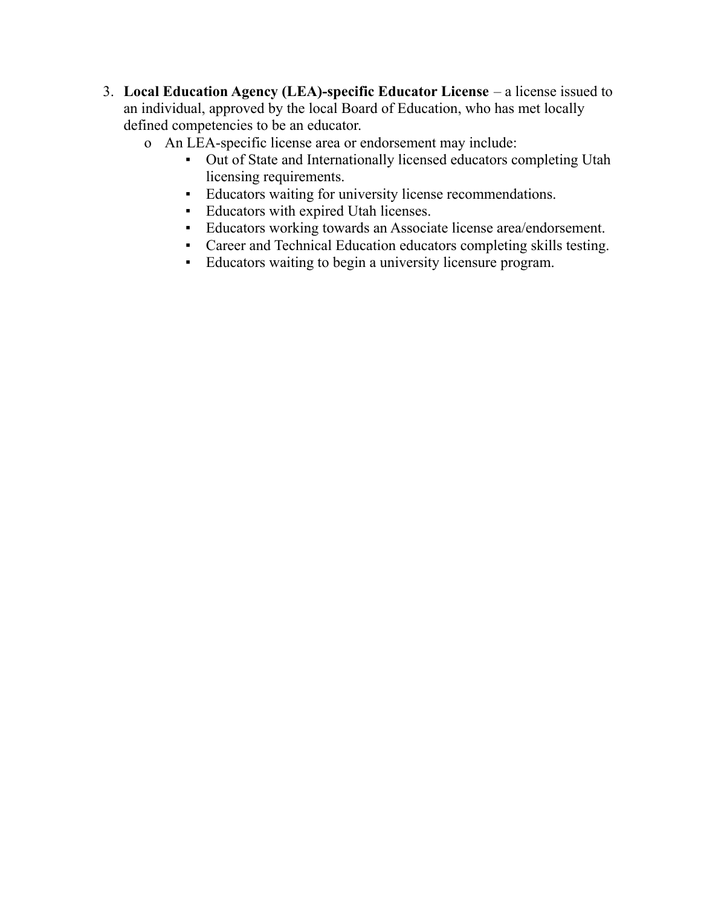3. **Local Education Agency (LEA)-specific Educator License** – a license issued to an individual, approved by the local Board of Education, who has met locally defined competencies to be an educator.
   - An LEA-specific license area or endorsement may include:
     - Out of State and Internationally licensed educators completing Utah licensing requirements.
     - Educators waiting for university license recommendations.
     - Educators with expired Utah licenses.
     - Educators working towards an Associate license area/endorsement.
     - Career and Technical Education educators completing skills testing.
     - Educators waiting to begin a university licensure program.